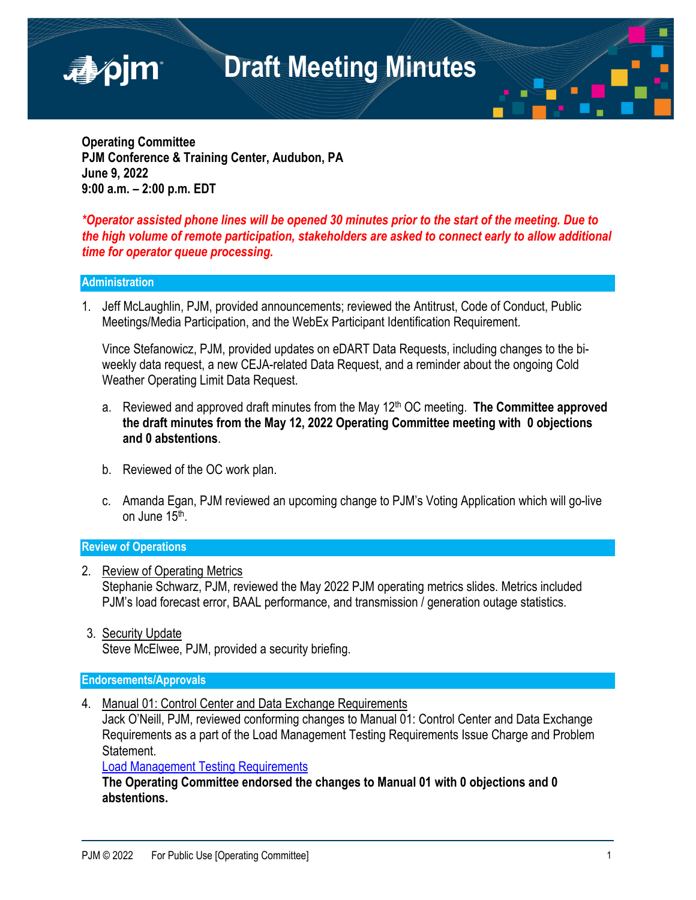# Draft Meeting Minutes

**Operating Committee**
**PJM Conference & Training Center, Audubon, PA**
**June 9, 2022**
**9:00 a.m. – 2:00 p.m. EDT**

***\*Operator assisted phone lines will be opened 30 minutes prior to the start of the meeting. Due to the high volume of remote participation, stakeholders are asked to connect early to allow additional time for operator queue processing.***

## Administration

1. Jeff McLaughlin, PJM, provided announcements; reviewed the Antitrust, Code of Conduct, Public Meetings/Media Participation, and the WebEx Participant Identification Requirement.

   Vince Stefanowicz, PJM, provided updates on eDART Data Requests, including changes to the bi-weekly data request, a new CEJA-related Data Request, and a reminder about the ongoing Cold Weather Operating Limit Data Request.

   a. Reviewed and approved draft minutes from the May 12th OC meeting. **The Committee approved the draft minutes from the May 12, 2022 Operating Committee meeting with 0 objections and 0 abstentions**.

   b. Reviewed of the OC work plan.

   c. Amanda Egan, PJM reviewed an upcoming change to PJM's Voting Application which will go-live on June 15th.

## Review of Operations

2. Review of Operating Metrics
   Stephanie Schwarz, PJM, reviewed the May 2022 PJM operating metrics slides. Metrics included PJM's load forecast error, BAAL performance, and transmission / generation outage statistics.

3. Security Update
   Steve McElwee, PJM, provided a security briefing.

## Endorsements/Approvals

4. Manual 01: Control Center and Data Exchange Requirements
   Jack O'Neill, PJM, reviewed conforming changes to Manual 01: Control Center and Data Exchange Requirements as a part of the Load Management Testing Requirements Issue Charge and Problem Statement.
   Load Management Testing Requirements
   **The Operating Committee endorsed the changes to Manual 01 with 0 objections and 0 abstentions.**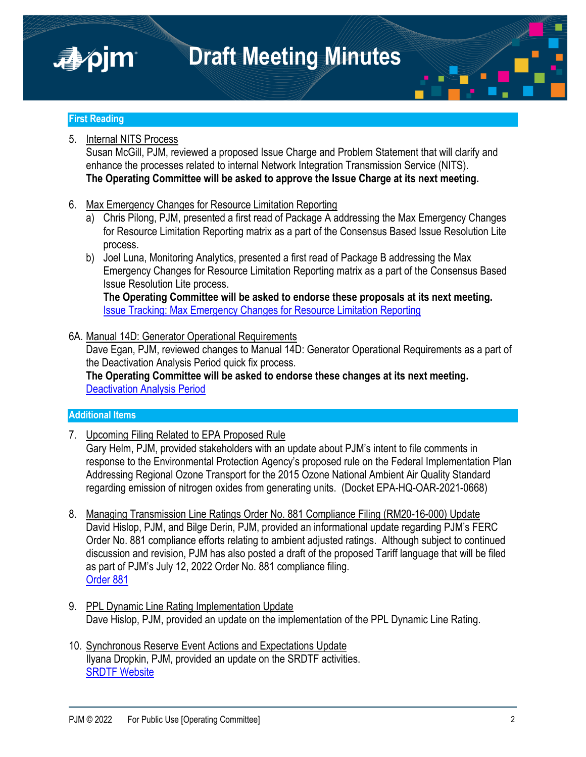## First Reading

5. Internal NITS Process
   Susan McGill, PJM, reviewed a proposed Issue Charge and Problem Statement that will clarify and enhance the processes related to internal Network Integration Transmission Service (NITS).
   **The Operating Committee will be asked to approve the Issue Charge at its next meeting.**

6. Max Emergency Changes for Resource Limitation Reporting
   a) Chris Pilong, PJM, presented a first read of Package A addressing the Max Emergency Changes for Resource Limitation Reporting matrix as a part of the Consensus Based Issue Resolution Lite process.
   b) Joel Luna, Monitoring Analytics, presented a first read of Package B addressing the Max Emergency Changes for Resource Limitation Reporting matrix as a part of the Consensus Based Issue Resolution Lite process.
   **The Operating Committee will be asked to endorse these proposals at its next meeting.**
   Issue Tracking: Max Emergency Changes for Resource Limitation Reporting

6A. Manual 14D: Generator Operational Requirements
   Dave Egan, PJM, reviewed changes to Manual 14D: Generator Operational Requirements as a part of the Deactivation Analysis Period quick fix process.
   **The Operating Committee will be asked to endorse these changes at its next meeting.**
   Deactivation Analysis Period

## Additional Items

7. Upcoming Filing Related to EPA Proposed Rule
   Gary Helm, PJM, provided stakeholders with an update about PJM's intent to file comments in response to the Environmental Protection Agency's proposed rule on the Federal Implementation Plan Addressing Regional Ozone Transport for the 2015 Ozone National Ambient Air Quality Standard regarding emission of nitrogen oxides from generating units. (Docket EPA-HQ-OAR-2021-0668)

8. Managing Transmission Line Ratings Order No. 881 Compliance Filing (RM20-16-000) Update
   David Hislop, PJM, and Bilge Derin, PJM, provided an informational update regarding PJM's FERC Order No. 881 compliance efforts relating to ambient adjusted ratings. Although subject to continued discussion and revision, PJM has also posted a draft of the proposed Tariff language that will be filed as part of PJM's July 12, 2022 Order No. 881 compliance filing.
   Order 881

9. PPL Dynamic Line Rating Implementation Update
   Dave Hislop, PJM, provided an update on the implementation of the PPL Dynamic Line Rating.

10. Synchronous Reserve Event Actions and Expectations Update
    Ilyana Dropkin, PJM, provided an update on the SRDTF activities.
    SRDTF Website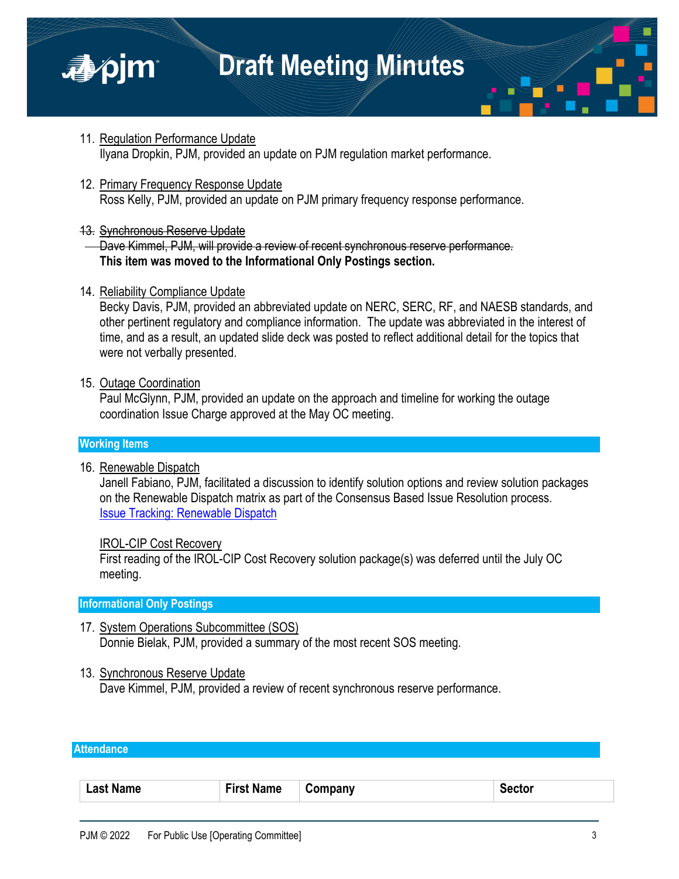11. Regulation Performance Update
    Ilyana Dropkin, PJM, provided an update on PJM regulation market performance.

12. Primary Frequency Response Update
    Ross Kelly, PJM, provided an update on PJM primary frequency response performance.

13. ~~Synchronous Reserve Update~~
    ~~Dave Kimmel, PJM, will provide a review of recent synchronous reserve performance.~~
    **This item was moved to the Informational Only Postings section.**

14. Reliability Compliance Update
    Becky Davis, PJM, provided an abbreviated update on NERC, SERC, RF, and NAESB standards, and other pertinent regulatory and compliance information. The update was abbreviated in the interest of time, and as a result, an updated slide deck was posted to reflect additional detail for the topics that were not verbally presented.

15. Outage Coordination
    Paul McGlynn, PJM, provided an update on the approach and timeline for working the outage coordination Issue Charge approved at the May OC meeting.

## Working Items

16. Renewable Dispatch
    Janell Fabiano, PJM, facilitated a discussion to identify solution options and review solution packages on the Renewable Dispatch matrix as part of the Consensus Based Issue Resolution process.
    Issue Tracking: Renewable Dispatch

    IROL-CIP Cost Recovery
    First reading of the IROL-CIP Cost Recovery solution package(s) was deferred until the July OC meeting.

## Informational Only Postings

17. System Operations Subcommittee (SOS)
    Donnie Bielak, PJM, provided a summary of the most recent SOS meeting.

13. Synchronous Reserve Update
    Dave Kimmel, PJM, provided a review of recent synchronous reserve performance.

## Attendance

| Last Name | First Name | Company | Sector |
|---|---|---|---|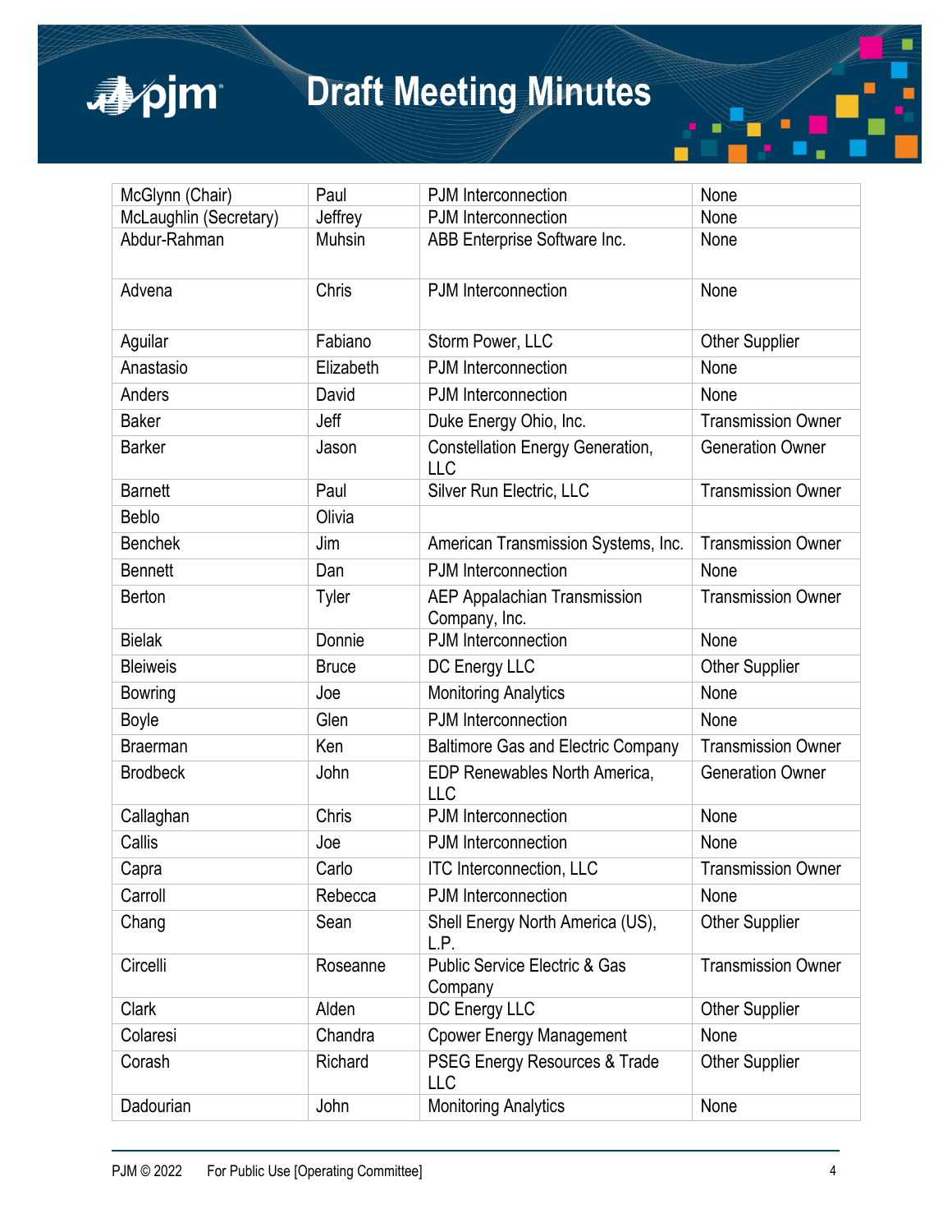| McGlynn (Chair) | Paul | PJM Interconnection | None |
|---|---|---|---|
| McLaughlin (Secretary) | Jeffrey | PJM Interconnection | None |
| Abdur-Rahman | Muhsin | ABB Enterprise Software Inc. | None |
| Advena | Chris | PJM Interconnection | None |
| Aguilar | Fabiano | Storm Power, LLC | Other Supplier |
| Anastasio | Elizabeth | PJM Interconnection | None |
| Anders | David | PJM Interconnection | None |
| Baker | Jeff | Duke Energy Ohio, Inc. | Transmission Owner |
| Barker | Jason | Constellation Energy Generation, LLC | Generation Owner |
| Barnett | Paul | Silver Run Electric, LLC | Transmission Owner |
| Beblo | Olivia | | |
| Benchek | Jim | American Transmission Systems, Inc. | Transmission Owner |
| Bennett | Dan | PJM Interconnection | None |
| Berton | Tyler | AEP Appalachian Transmission Company, Inc. | Transmission Owner |
| Bielak | Donnie | PJM Interconnection | None |
| Bleiweis | Bruce | DC Energy LLC | Other Supplier |
| Bowring | Joe | Monitoring Analytics | None |
| Boyle | Glen | PJM Interconnection | None |
| Braerman | Ken | Baltimore Gas and Electric Company | Transmission Owner |
| Brodbeck | John | EDP Renewables North America, LLC | Generation Owner |
| Callaghan | Chris | PJM Interconnection | None |
| Callis | Joe | PJM Interconnection | None |
| Capra | Carlo | ITC Interconnection, LLC | Transmission Owner |
| Carroll | Rebecca | PJM Interconnection | None |
| Chang | Sean | Shell Energy North America (US), L.P. | Other Supplier |
| Circelli | Roseanne | Public Service Electric & Gas Company | Transmission Owner |
| Clark | Alden | DC Energy LLC | Other Supplier |
| Colaresi | Chandra | Cpower Energy Management | None |
| Corash | Richard | PSEG Energy Resources & Trade LLC | Other Supplier |
| Dadourian | John | Monitoring Analytics | None |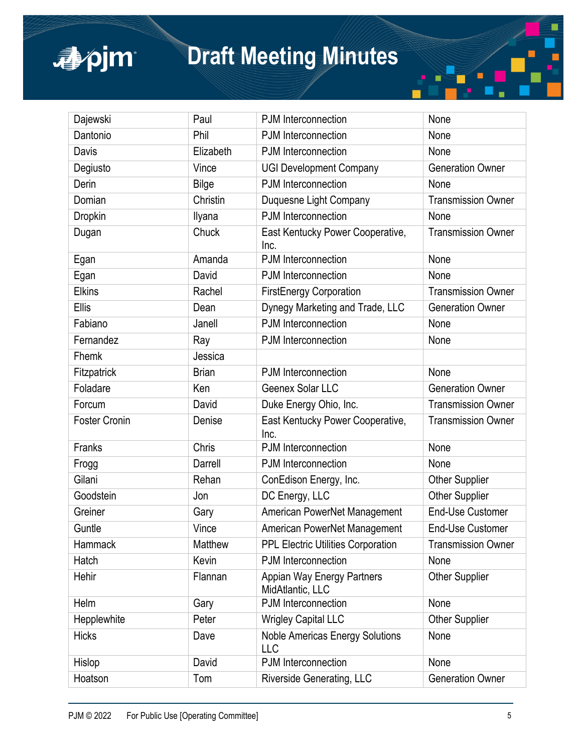| Dajewski | Paul | PJM Interconnection | None |
|---|---|---|---|
| Dantonio | Phil | PJM Interconnection | None |
| Davis | Elizabeth | PJM Interconnection | None |
| Degiusto | Vince | UGI Development Company | Generation Owner |
| Derin | Bilge | PJM Interconnection | None |
| Domian | Christin | Duquesne Light Company | Transmission Owner |
| Dropkin | Ilyana | PJM Interconnection | None |
| Dugan | Chuck | East Kentucky Power Cooperative, Inc. | Transmission Owner |
| Egan | Amanda | PJM Interconnection | None |
| Egan | David | PJM Interconnection | None |
| Elkins | Rachel | FirstEnergy Corporation | Transmission Owner |
| Ellis | Dean | Dynegy Marketing and Trade, LLC | Generation Owner |
| Fabiano | Janell | PJM Interconnection | None |
| Fernandez | Ray | PJM Interconnection | None |
| Fhemk | Jessica | | |
| Fitzpatrick | Brian | PJM Interconnection | None |
| Foladare | Ken | Geenex Solar LLC | Generation Owner |
| Forcum | David | Duke Energy Ohio, Inc. | Transmission Owner |
| Foster Cronin | Denise | East Kentucky Power Cooperative, Inc. | Transmission Owner |
| Franks | Chris | PJM Interconnection | None |
| Frogg | Darrell | PJM Interconnection | None |
| Gilani | Rehan | ConEdison Energy, Inc. | Other Supplier |
| Goodstein | Jon | DC Energy, LLC | Other Supplier |
| Greiner | Gary | American PowerNet Management | End-Use Customer |
| Guntle | Vince | American PowerNet Management | End-Use Customer |
| Hammack | Matthew | PPL Electric Utilities Corporation | Transmission Owner |
| Hatch | Kevin | PJM Interconnection | None |
| Hehir | Flannan | Appian Way Energy Partners MidAtlantic, LLC | Other Supplier |
| Helm | Gary | PJM Interconnection | None |
| Hepplewhite | Peter | Wrigley Capital LLC | Other Supplier |
| Hicks | Dave | Noble Americas Energy Solutions LLC | None |
| Hislop | David | PJM Interconnection | None |
| Hoatson | Tom | Riverside Generating, LLC | Generation Owner |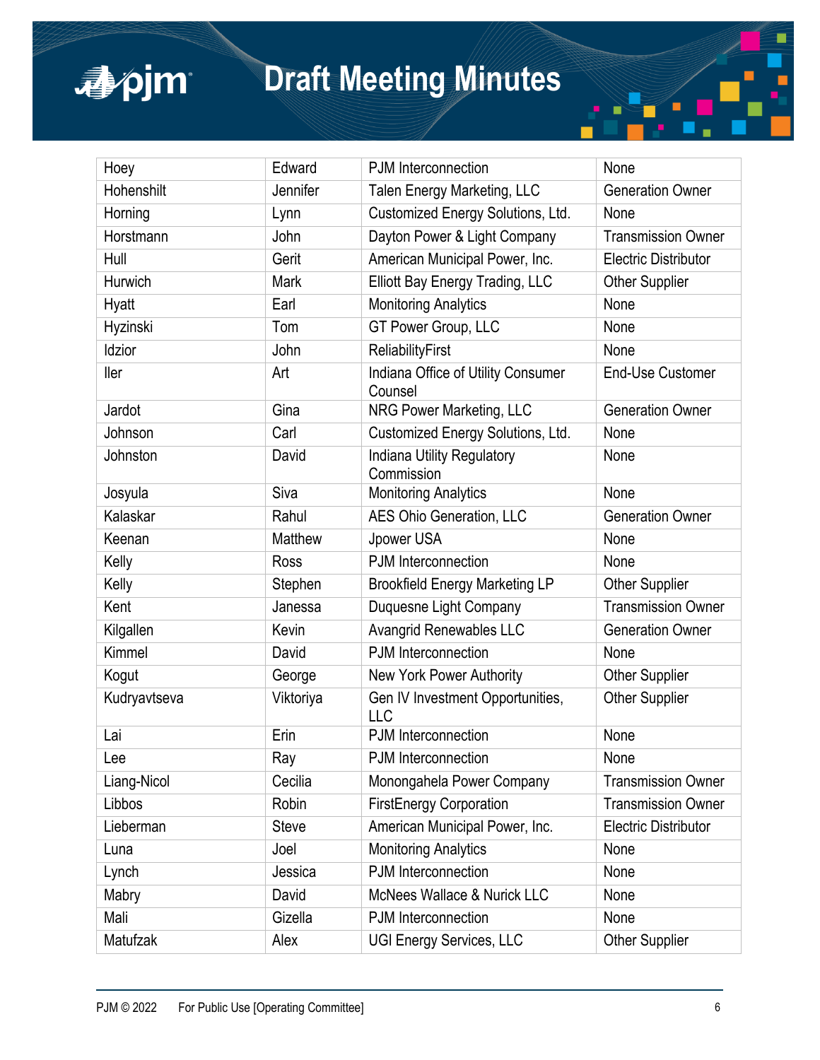| Hoey | Edward | PJM Interconnection | None |
|---|---|---|---|
| Hohenshilt | Jennifer | Talen Energy Marketing, LLC | Generation Owner |
| Horning | Lynn | Customized Energy Solutions, Ltd. | None |
| Horstmann | John | Dayton Power & Light Company | Transmission Owner |
| Hull | Gerit | American Municipal Power, Inc. | Electric Distributor |
| Hurwich | Mark | Elliott Bay Energy Trading, LLC | Other Supplier |
| Hyatt | Earl | Monitoring Analytics | None |
| Hyzinski | Tom | GT Power Group, LLC | None |
| Idzior | John | ReliabilityFirst | None |
| Iler | Art | Indiana Office of Utility Consumer Counsel | End-Use Customer |
| Jardot | Gina | NRG Power Marketing, LLC | Generation Owner |
| Johnson | Carl | Customized Energy Solutions, Ltd. | None |
| Johnston | David | Indiana Utility Regulatory Commission | None |
| Josyula | Siva | Monitoring Analytics | None |
| Kalaskar | Rahul | AES Ohio Generation, LLC | Generation Owner |
| Keenan | Matthew | Jpower USA | None |
| Kelly | Ross | PJM Interconnection | None |
| Kelly | Stephen | Brookfield Energy Marketing LP | Other Supplier |
| Kent | Janessa | Duquesne Light Company | Transmission Owner |
| Kilgallen | Kevin | Avangrid Renewables LLC | Generation Owner |
| Kimmel | David | PJM Interconnection | None |
| Kogut | George | New York Power Authority | Other Supplier |
| Kudryavtseva | Viktoriya | Gen IV Investment Opportunities, LLC | Other Supplier |
| Lai | Erin | PJM Interconnection | None |
| Lee | Ray | PJM Interconnection | None |
| Liang-Nicol | Cecilia | Monongahela Power Company | Transmission Owner |
| Libbos | Robin | FirstEnergy Corporation | Transmission Owner |
| Lieberman | Steve | American Municipal Power, Inc. | Electric Distributor |
| Luna | Joel | Monitoring Analytics | None |
| Lynch | Jessica | PJM Interconnection | None |
| Mabry | David | McNees Wallace & Nurick LLC | None |
| Mali | Gizella | PJM Interconnection | None |
| Matufzak | Alex | UGI Energy Services, LLC | Other Supplier |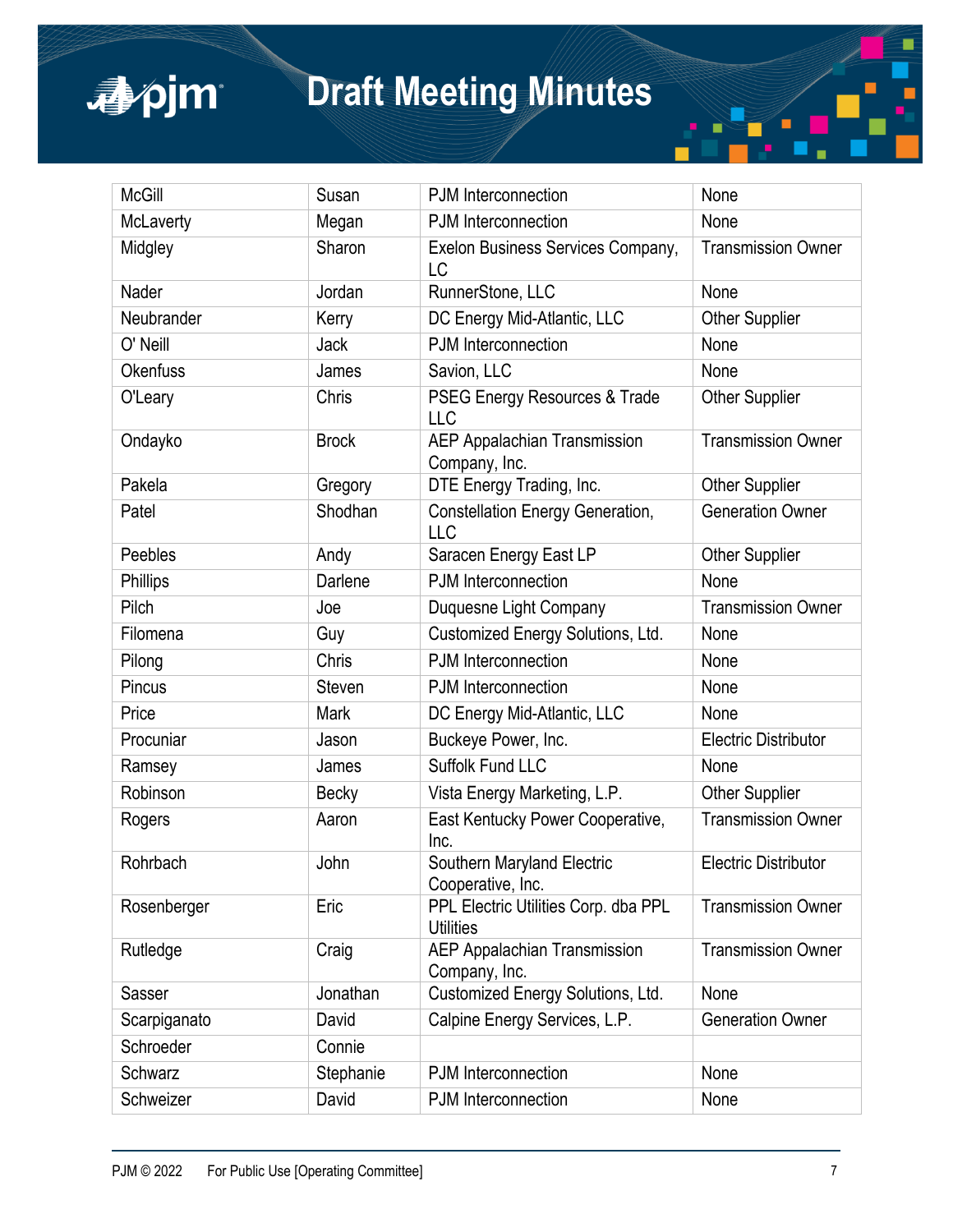| McGill | Susan | PJM Interconnection | None |
|---|---|---|---|
| McLaverty | Megan | PJM Interconnection | None |
| Midgley | Sharon | Exelon Business Services Company, LC | Transmission Owner |
| Nader | Jordan | RunnerStone, LLC | None |
| Neubrander | Kerry | DC Energy Mid-Atlantic, LLC | Other Supplier |
| O' Neill | Jack | PJM Interconnection | None |
| Okenfuss | James | Savion, LLC | None |
| O'Leary | Chris | PSEG Energy Resources & Trade LLC | Other Supplier |
| Ondayko | Brock | AEP Appalachian Transmission Company, Inc. | Transmission Owner |
| Pakela | Gregory | DTE Energy Trading, Inc. | Other Supplier |
| Patel | Shodhan | Constellation Energy Generation, LLC | Generation Owner |
| Peebles | Andy | Saracen Energy East LP | Other Supplier |
| Phillips | Darlene | PJM Interconnection | None |
| Pilch | Joe | Duquesne Light Company | Transmission Owner |
| Filomena | Guy | Customized Energy Solutions, Ltd. | None |
| Pilong | Chris | PJM Interconnection | None |
| Pincus | Steven | PJM Interconnection | None |
| Price | Mark | DC Energy Mid-Atlantic, LLC | None |
| Procuniar | Jason | Buckeye Power, Inc. | Electric Distributor |
| Ramsey | James | Suffolk Fund LLC | None |
| Robinson | Becky | Vista Energy Marketing, L.P. | Other Supplier |
| Rogers | Aaron | East Kentucky Power Cooperative, Inc. | Transmission Owner |
| Rohrbach | John | Southern Maryland Electric Cooperative, Inc. | Electric Distributor |
| Rosenberger | Eric | PPL Electric Utilities Corp. dba PPL Utilities | Transmission Owner |
| Rutledge | Craig | AEP Appalachian Transmission Company, Inc. | Transmission Owner |
| Sasser | Jonathan | Customized Energy Solutions, Ltd. | None |
| Scarpiganato | David | Calpine Energy Services, L.P. | Generation Owner |
| Schroeder | Connie | | |
| Schwarz | Stephanie | PJM Interconnection | None |
| Schweizer | David | PJM Interconnection | None |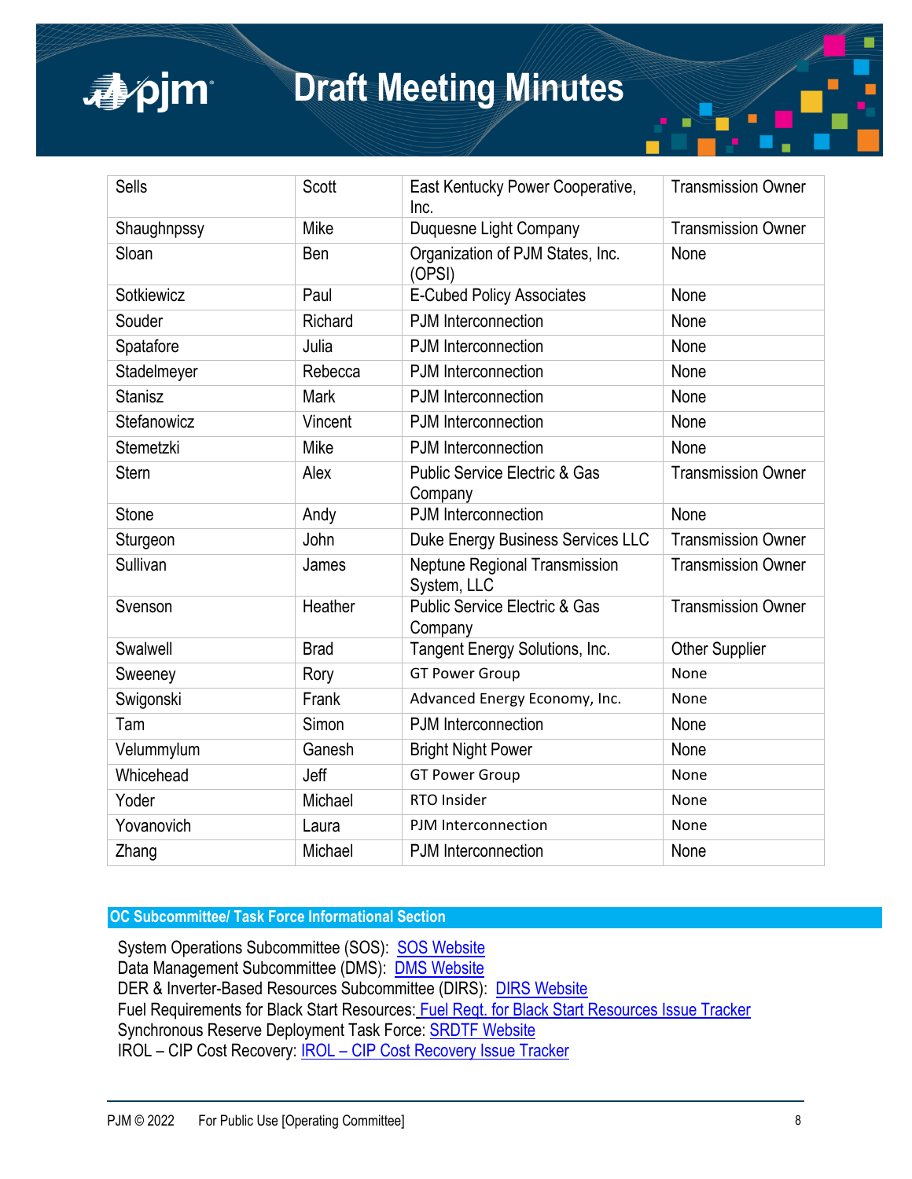| Sells | Scott | East Kentucky Power Cooperative, Inc. | Transmission Owner |
|---|---|---|---|
| Shaughnpssy | Mike | Duquesne Light Company | Transmission Owner |
| Sloan | Ben | Organization of PJM States, Inc. (OPSI) | None |
| Sotkiewicz | Paul | E-Cubed Policy Associates | None |
| Souder | Richard | PJM Interconnection | None |
| Spatafore | Julia | PJM Interconnection | None |
| Stadelmeyer | Rebecca | PJM Interconnection | None |
| Stanisz | Mark | PJM Interconnection | None |
| Stefanowicz | Vincent | PJM Interconnection | None |
| Stemetzki | Mike | PJM Interconnection | None |
| Stern | Alex | Public Service Electric & Gas Company | Transmission Owner |
| Stone | Andy | PJM Interconnection | None |
| Sturgeon | John | Duke Energy Business Services LLC | Transmission Owner |
| Sullivan | James | Neptune Regional Transmission System, LLC | Transmission Owner |
| Svenson | Heather | Public Service Electric & Gas Company | Transmission Owner |
| Swalwell | Brad | Tangent Energy Solutions, Inc. | Other Supplier |
| Sweeney | Rory | GT Power Group | None |
| Swigonski | Frank | Advanced Energy Economy, Inc. | None |
| Tam | Simon | PJM Interconnection | None |
| Velummylum | Ganesh | Bright Night Power | None |
| Whicehead | Jeff | GT Power Group | None |
| Yoder | Michael | RTO Insider | None |
| Yovanovich | Laura | PJM Interconnection | None |
| Zhang | Michael | PJM Interconnection | None |

## OC Subcommittee/ Task Force Informational Section

System Operations Subcommittee (SOS): SOS Website
Data Management Subcommittee (DMS): DMS Website
DER & Inverter-Based Resources Subcommittee (DIRS): DIRS Website
Fuel Requirements for Black Start Resources: Fuel Reqt. for Black Start Resources Issue Tracker
Synchronous Reserve Deployment Task Force: SRDTF Website
IROL – CIP Cost Recovery: IROL – CIP Cost Recovery Issue Tracker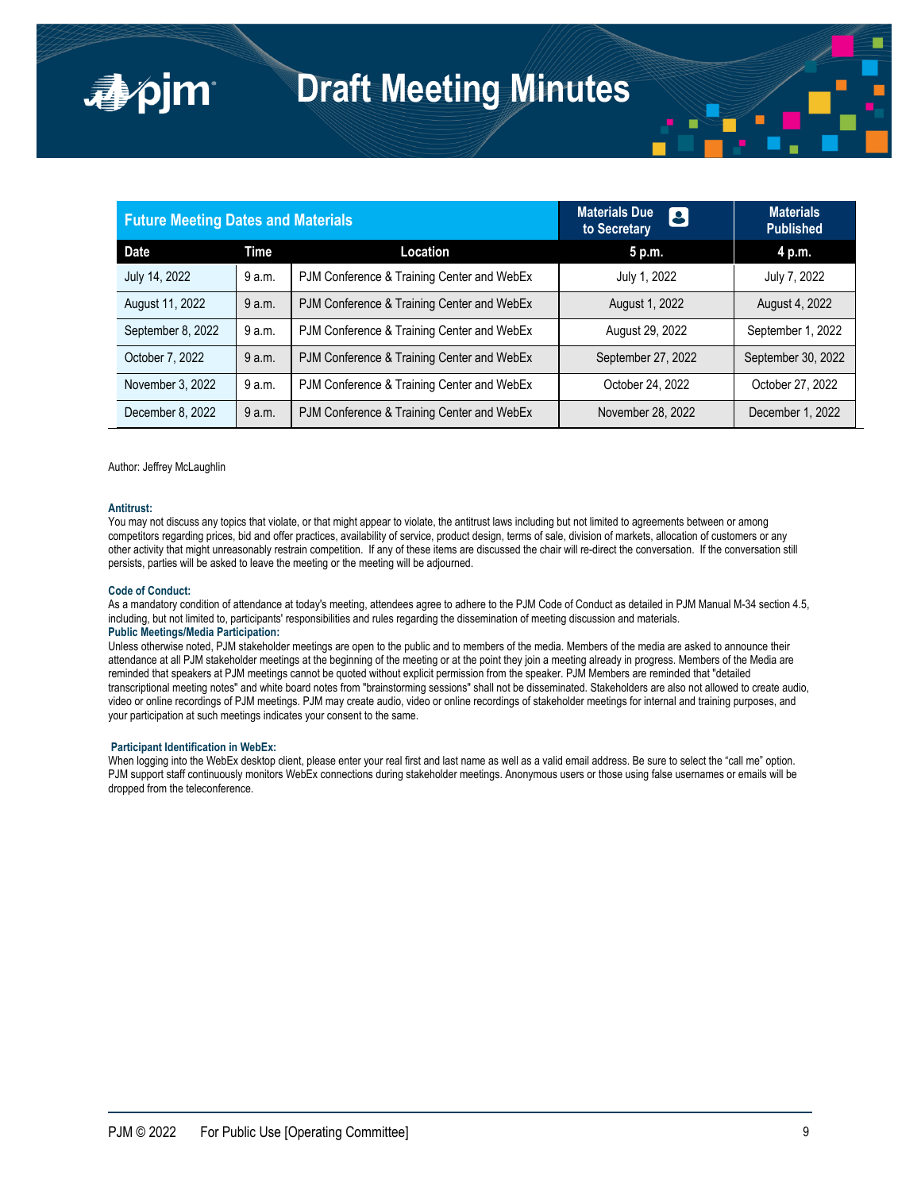# Draft Meeting Minutes

| Future Meeting Dates and Materials | | | Materials Due to Secretary | Materials Published |
|---|---|---|---|---|
| **Date** | **Time** | **Location** | **5 p.m.** | **4 p.m.** |
| July 14, 2022 | 9 a.m. | PJM Conference & Training Center and WebEx | July 1, 2022 | July 7, 2022 |
| August 11, 2022 | 9 a.m. | PJM Conference & Training Center and WebEx | August 1, 2022 | August 4, 2022 |
| September 8, 2022 | 9 a.m. | PJM Conference & Training Center and WebEx | August 29, 2022 | September 1, 2022 |
| October 7, 2022 | 9 a.m. | PJM Conference & Training Center and WebEx | September 27, 2022 | September 30, 2022 |
| November 3, 2022 | 9 a.m. | PJM Conference & Training Center and WebEx | October 24, 2022 | October 27, 2022 |
| December 8, 2022 | 9 a.m. | PJM Conference & Training Center and WebEx | November 28, 2022 | December 1, 2022 |

Author: Jeffrey McLaughlin

**Antitrust:**
You may not discuss any topics that violate, or that might appear to violate, the antitrust laws including but not limited to agreements between or among competitors regarding prices, bid and offer practices, availability of service, product design, terms of sale, division of markets, allocation of customers or any other activity that might unreasonably restrain competition. If any of these items are discussed the chair will re-direct the conversation. If the conversation still persists, parties will be asked to leave the meeting or the meeting will be adjourned.

**Code of Conduct:**
As a mandatory condition of attendance at today's meeting, attendees agree to adhere to the PJM Code of Conduct as detailed in PJM Manual M-34 section 4.5, including, but not limited to, participants' responsibilities and rules regarding the dissemination of meeting discussion and materials.

**Public Meetings/Media Participation:**
Unless otherwise noted, PJM stakeholder meetings are open to the public and to members of the media. Members of the media are asked to announce their attendance at all PJM stakeholder meetings at the beginning of the meeting or at the point they join a meeting already in progress. Members of the Media are reminded that speakers at PJM meetings cannot be quoted without explicit permission from the speaker. PJM Members are reminded that "detailed transcriptional meeting notes" and white board notes from "brainstorming sessions" shall not be disseminated. Stakeholders are also not allowed to create audio, video or online recordings of PJM meetings. PJM may create audio, video or online recordings of stakeholder meetings for internal and training purposes, and your participation at such meetings indicates your consent to the same.

**Participant Identification in WebEx:**
When logging into the WebEx desktop client, please enter your real first and last name as well as a valid email address. Be sure to select the "call me" option. PJM support staff continuously monitors WebEx connections during stakeholder meetings. Anonymous users or those using false usernames or emails will be dropped from the teleconference.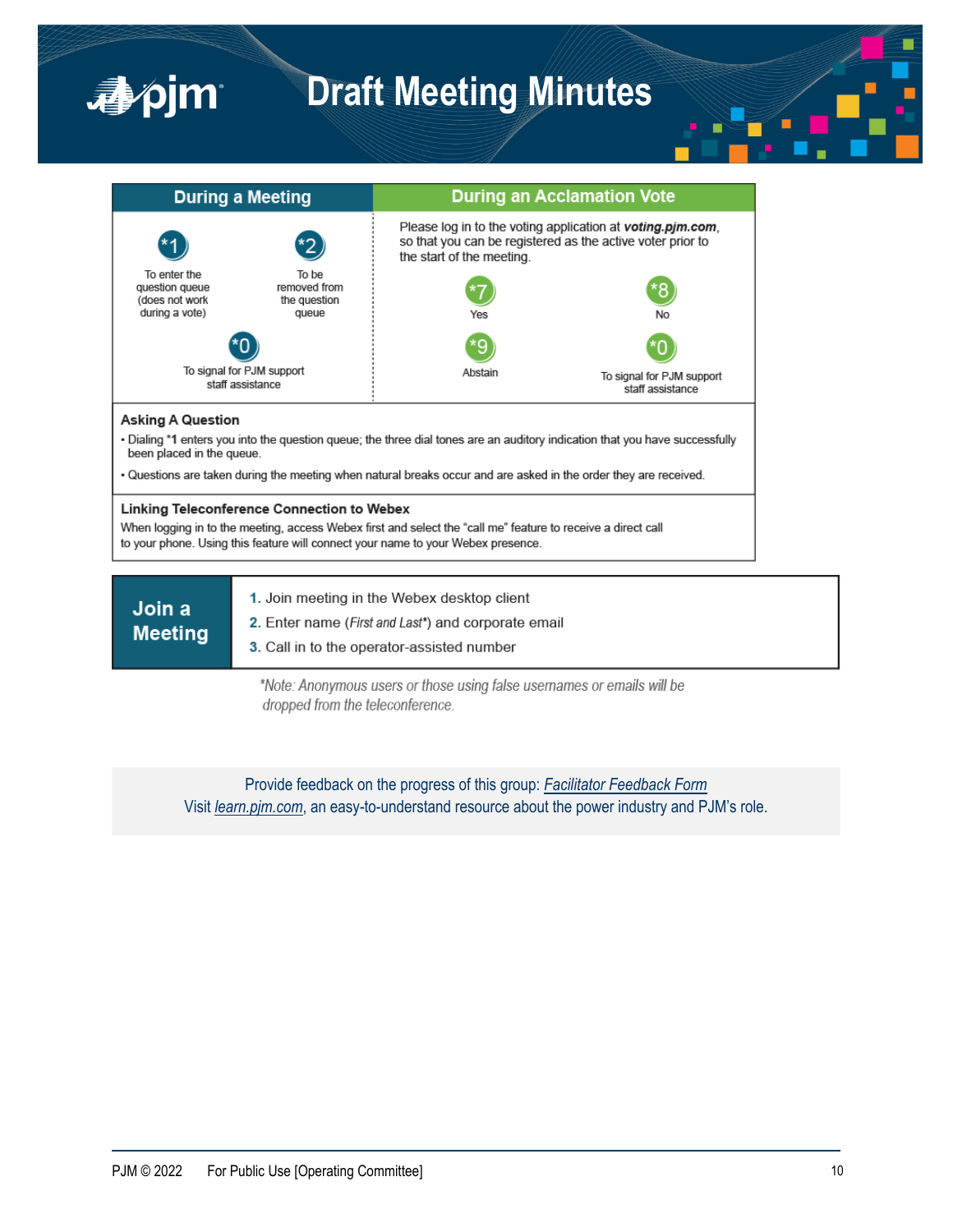# Draft Meeting Minutes

| During a Meeting | | During an Acclamation Vote | |
|---|---|---|---|
| | | Please log in to the voting application at ***voting.pjm.com***, so that you can be registered as the active voter prior to the start of the meeting. | |
| *1 To enter the question queue (does not work during a vote) | *2 To be removed from the question queue | *7 Yes | *8 No |
| *0 To signal for PJM support staff assistance | | *9 Abstain | *0 To signal for PJM support staff assistance |

**Asking A Question**

- Dialing *1 enters you into the question queue; the three dial tones are an auditory indication that you have successfully been placed in the queue.
- Questions are taken during the meeting when natural breaks occur and are asked in the order they are received.

**Linking Teleconference Connection to Webex**

When logging in to the meeting, access Webex first and select the "call me" feature to receive a direct call to your phone. Using this feature will connect your name to your Webex presence.

**Join a Meeting**

1. Join meeting in the Webex desktop client
2. Enter name (*First and Last**) and corporate email
3. Call in to the operator-assisted number

*\*Note: Anonymous users or those using false usernames or emails will be dropped from the teleconference.*

Provide feedback on the progress of this group: *Facilitator Feedback Form*
Visit *learn.pjm.com*, an easy-to-understand resource about the power industry and PJM's role.